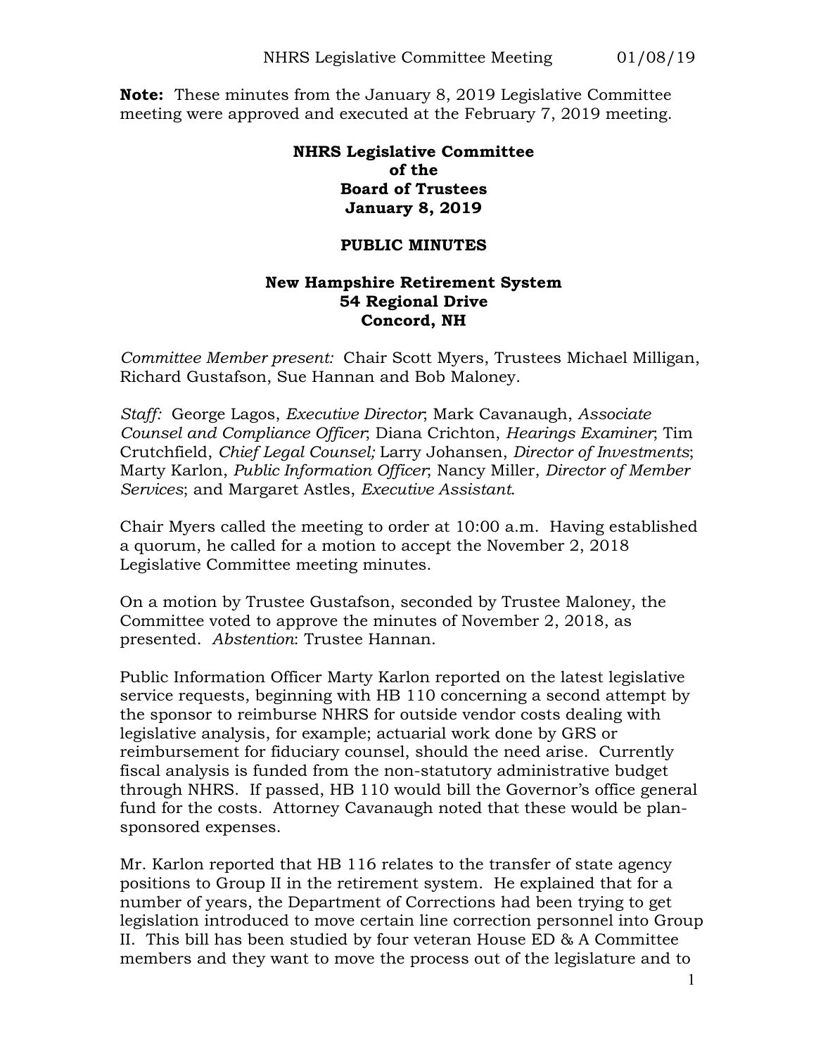**Note:** These minutes from the January 8, 2019 Legislative Committee meeting were approved and executed at the February 7, 2019 meeting.

**NHRS Legislative Committee**
**of the**
**Board of Trustees**
**January 8, 2019**

**PUBLIC MINUTES**

**New Hampshire Retirement System**
**54 Regional Drive**
**Concord, NH**

*Committee Member present:* Chair Scott Myers, Trustees Michael Milligan, Richard Gustafson, Sue Hannan and Bob Maloney.

*Staff:* George Lagos, *Executive Director*; Mark Cavanaugh, *Associate Counsel and Compliance Officer*; Diana Crichton, *Hearings Examiner*; Tim Crutchfield, *Chief Legal Counsel;* Larry Johansen, *Director of Investments*; Marty Karlon, *Public Information Officer*; Nancy Miller, *Director of Member Services*; and Margaret Astles, *Executive Assistant*.

Chair Myers called the meeting to order at 10:00 a.m. Having established a quorum, he called for a motion to accept the November 2, 2018 Legislative Committee meeting minutes.

On a motion by Trustee Gustafson, seconded by Trustee Maloney, the Committee voted to approve the minutes of November 2, 2018, as presented. *Abstention*: Trustee Hannan.

Public Information Officer Marty Karlon reported on the latest legislative service requests, beginning with HB 110 concerning a second attempt by the sponsor to reimburse NHRS for outside vendor costs dealing with legislative analysis, for example; actuarial work done by GRS or reimbursement for fiduciary counsel, should the need arise. Currently fiscal analysis is funded from the non-statutory administrative budget through NHRS. If passed, HB 110 would bill the Governor's office general fund for the costs. Attorney Cavanaugh noted that these would be plan-sponsored expenses.

Mr. Karlon reported that HB 116 relates to the transfer of state agency positions to Group II in the retirement system. He explained that for a number of years, the Department of Corrections had been trying to get legislation introduced to move certain line correction personnel into Group II. This bill has been studied by four veteran House ED & A Committee members and they want to move the process out of the legislature and to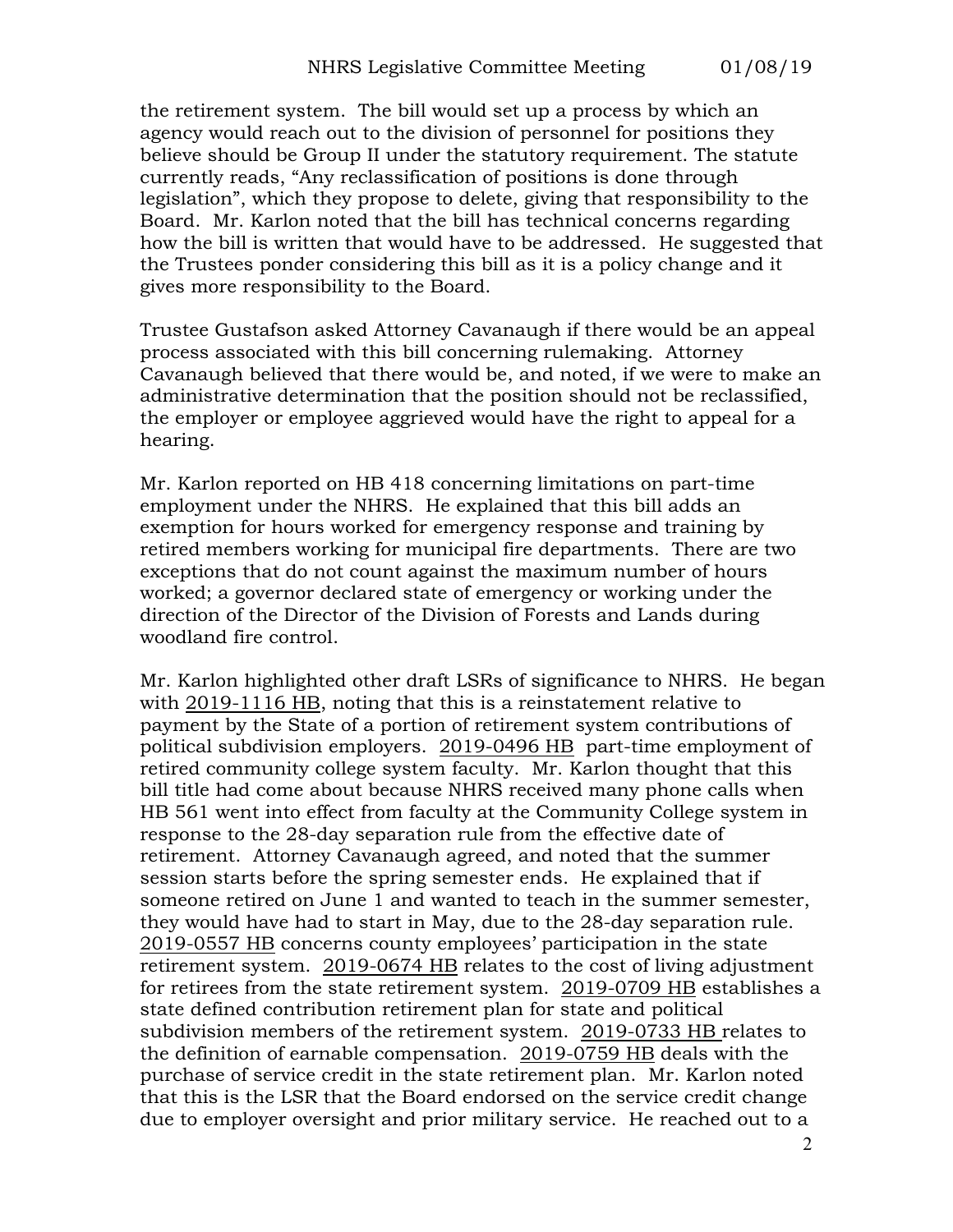the retirement system. The bill would set up a process by which an agency would reach out to the division of personnel for positions they believe should be Group II under the statutory requirement. The statute currently reads, "Any reclassification of positions is done through legislation", which they propose to delete, giving that responsibility to the Board. Mr. Karlon noted that the bill has technical concerns regarding how the bill is written that would have to be addressed. He suggested that the Trustees ponder considering this bill as it is a policy change and it gives more responsibility to the Board.

Trustee Gustafson asked Attorney Cavanaugh if there would be an appeal process associated with this bill concerning rulemaking. Attorney Cavanaugh believed that there would be, and noted, if we were to make an administrative determination that the position should not be reclassified, the employer or employee aggrieved would have the right to appeal for a hearing.

Mr. Karlon reported on HB 418 concerning limitations on part-time employment under the NHRS. He explained that this bill adds an exemption for hours worked for emergency response and training by retired members working for municipal fire departments. There are two exceptions that do not count against the maximum number of hours worked; a governor declared state of emergency or working under the direction of the Director of the Division of Forests and Lands during woodland fire control.

Mr. Karlon highlighted other draft LSRs of significance to NHRS. He began with 2019-1116 HB, noting that this is a reinstatement relative to payment by the State of a portion of retirement system contributions of political subdivision employers. 2019-0496 HB part-time employment of retired community college system faculty. Mr. Karlon thought that this bill title had come about because NHRS received many phone calls when HB 561 went into effect from faculty at the Community College system in response to the 28-day separation rule from the effective date of retirement. Attorney Cavanaugh agreed, and noted that the summer session starts before the spring semester ends. He explained that if someone retired on June 1 and wanted to teach in the summer semester, they would have had to start in May, due to the 28-day separation rule. 2019-0557 HB concerns county employees' participation in the state retirement system. 2019-0674 HB relates to the cost of living adjustment for retirees from the state retirement system. 2019-0709 HB establishes a state defined contribution retirement plan for state and political subdivision members of the retirement system. 2019-0733 HB relates to the definition of earnable compensation. 2019-0759 HB deals with the purchase of service credit in the state retirement plan. Mr. Karlon noted that this is the LSR that the Board endorsed on the service credit change due to employer oversight and prior military service. He reached out to a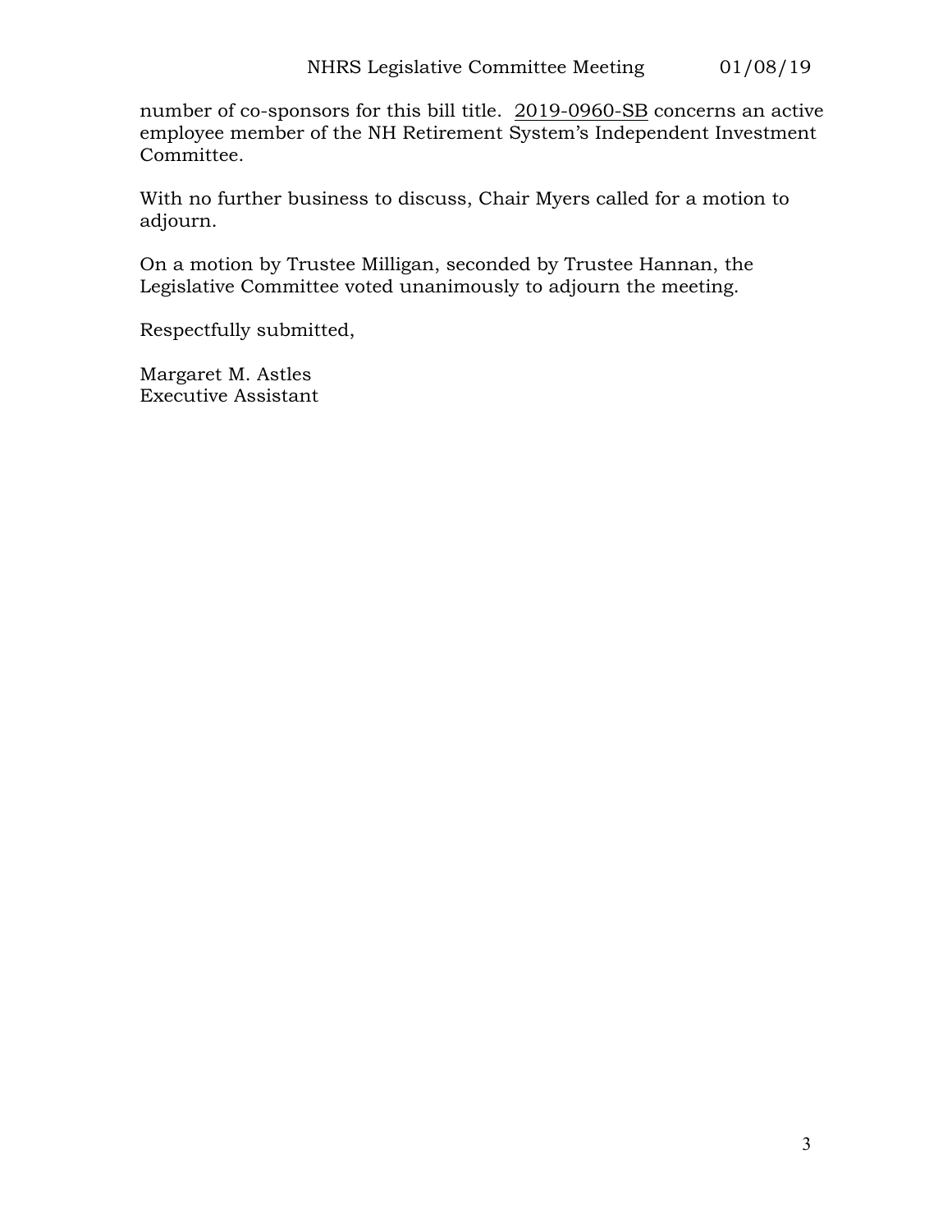number of co-sponsors for this bill title. 2019-0960-SB concerns an active employee member of the NH Retirement System's Independent Investment Committee.

With no further business to discuss, Chair Myers called for a motion to adjourn.

On a motion by Trustee Milligan, seconded by Trustee Hannan, the Legislative Committee voted unanimously to adjourn the meeting.

Respectfully submitted,

Margaret M. Astles
Executive Assistant